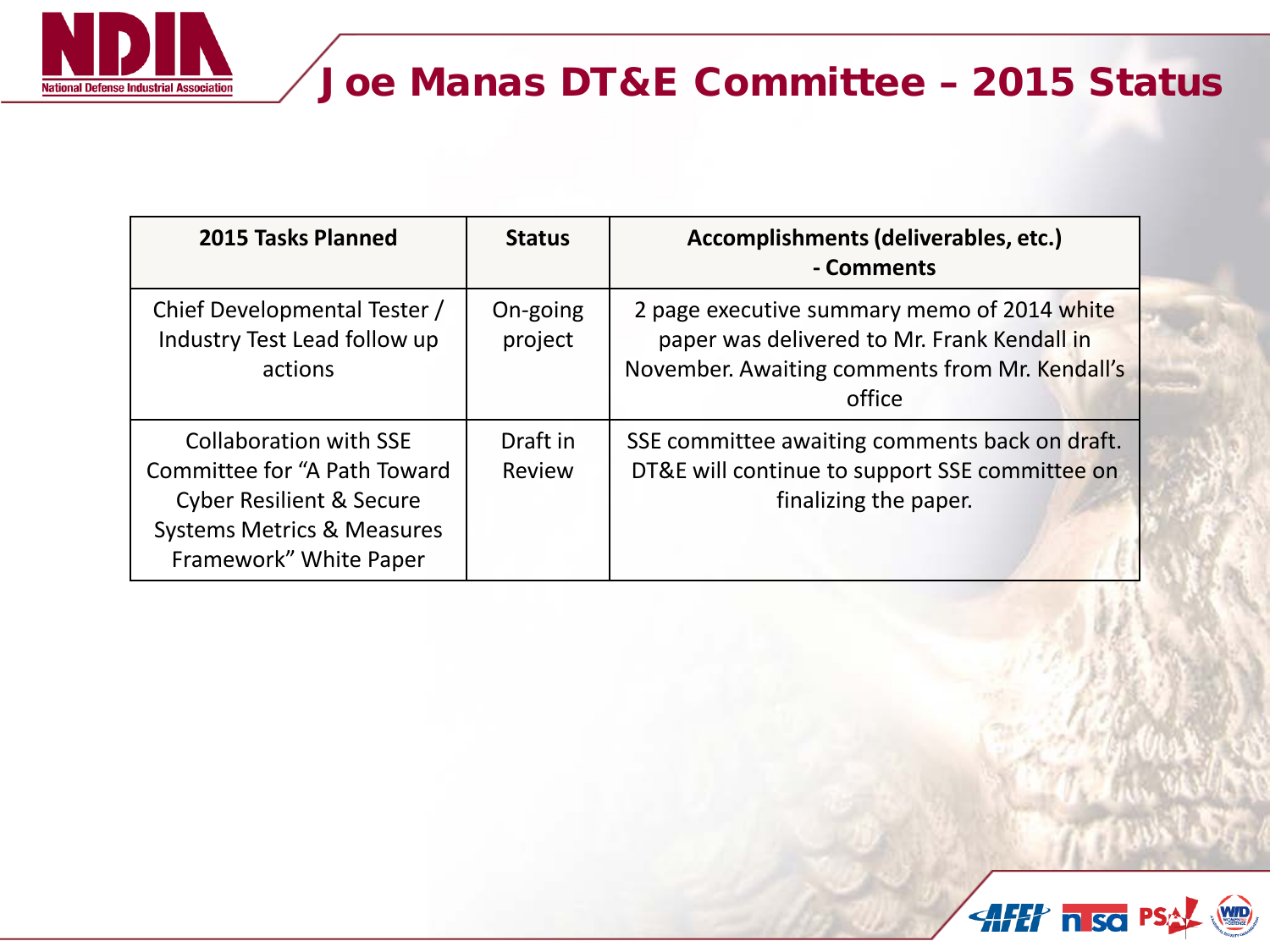# Joe Manas DT&E Committee – 2015 Status

| 2015 Tasks Planned | Status | Accomplishments (deliverables, etc.) - Comments |
| --- | --- | --- |
| Chief Developmental Tester / Industry Test Lead follow up actions | On-going project | 2 page executive summary memo of 2014 white paper was delivered to Mr. Frank Kendall in November. Awaiting comments from Mr. Kendall's office |
| Collaboration with SSE Committee for "A Path Toward Cyber Resilient & Secure Systems Metrics & Measures Framework" White Paper | Draft in Review | SSE committee awaiting comments back on draft. DT&E will continue to support SSE committee on finalizing the paper. |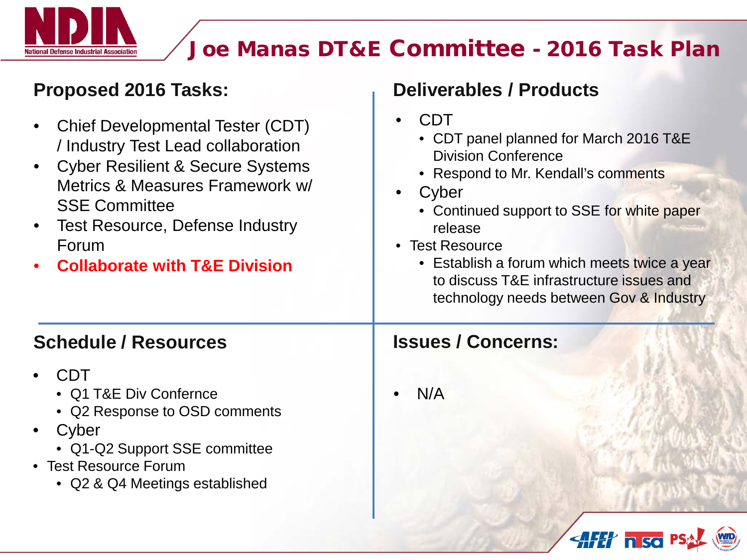# Joe Manas DT&E Committee - 2016 Task Plan

## Proposed 2016 Tasks:

- Chief Developmental Tester (CDT) / Industry Test Lead collaboration
- Cyber Resilient & Secure Systems Metrics & Measures Framework w/ SSE Committee
- Test Resource, Defense Industry Forum
- **Collaborate with T&E Division**

## Deliverables / Products

- CDT
  - CDT panel planned for March 2016 T&E Division Conference
  - Respond to Mr. Kendall's comments
- Cyber
  - Continued support to SSE for white paper release
- Test Resource
  - Establish a forum which meets twice a year to discuss T&E infrastructure issues and technology needs between Gov & Industry

## Schedule / Resources

- CDT
  - Q1 T&E Div Confernce
  - Q2 Response to OSD comments
- Cyber
  - Q1-Q2 Support SSE committee
- Test Resource Forum
  - Q2 & Q4 Meetings established

## Issues / Concerns:

- N/A